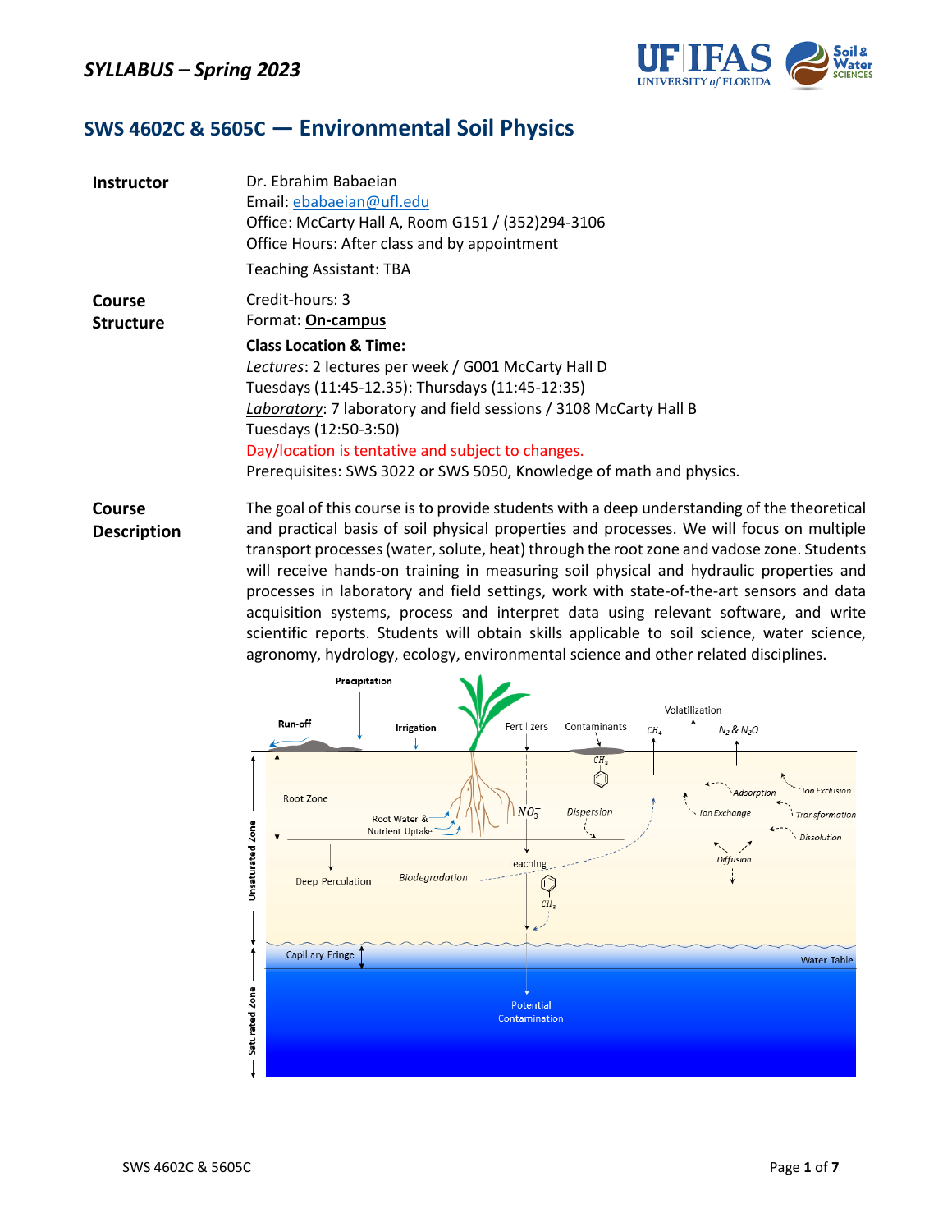## SYLLABUS – Spring 2023

# SWS 4602C & 5605C — Environmental Soil Physics

| | |
|---|---|
| **Instructor** | Dr. Ebrahim Babaeian<br>Email: ebabaeian@ufl.edu<br>Office: McCarty Hall A, Room G151 / (352)294-3106<br>Office Hours: After class and by appointment<br>Teaching Assistant: TBA |
| **Course Structure** | Credit-hours: 3<br>Format**: On-campus**<br>**Class Location & Time:**<br>*Lectures*: 2 lectures per week / G001 McCarty Hall D<br>Tuesdays (11:45-12.35): Thursdays (11:45-12:35)<br>*Laboratory*: 7 laboratory and field sessions / 3108 McCarty Hall B<br>Tuesdays (12:50-3:50)<br>Day/location is tentative and subject to changes.<br>Prerequisites: SWS 3022 or SWS 5050, Knowledge of math and physics. |
| **Course Description** | The goal of this course is to provide students with a deep understanding of the theoretical and practical basis of soil physical properties and processes. We will focus on multiple transport processes (water, solute, heat) through the root zone and vadose zone. Students will receive hands-on training in measuring soil physical and hydraulic properties and processes in laboratory and field settings, work with state-of-the-art sensors and data acquisition systems, process and interpret data using relevant software, and write scientific reports. Students will obtain skills applicable to soil science, water science, agronomy, hydrology, ecology, environmental science and other related disciplines. |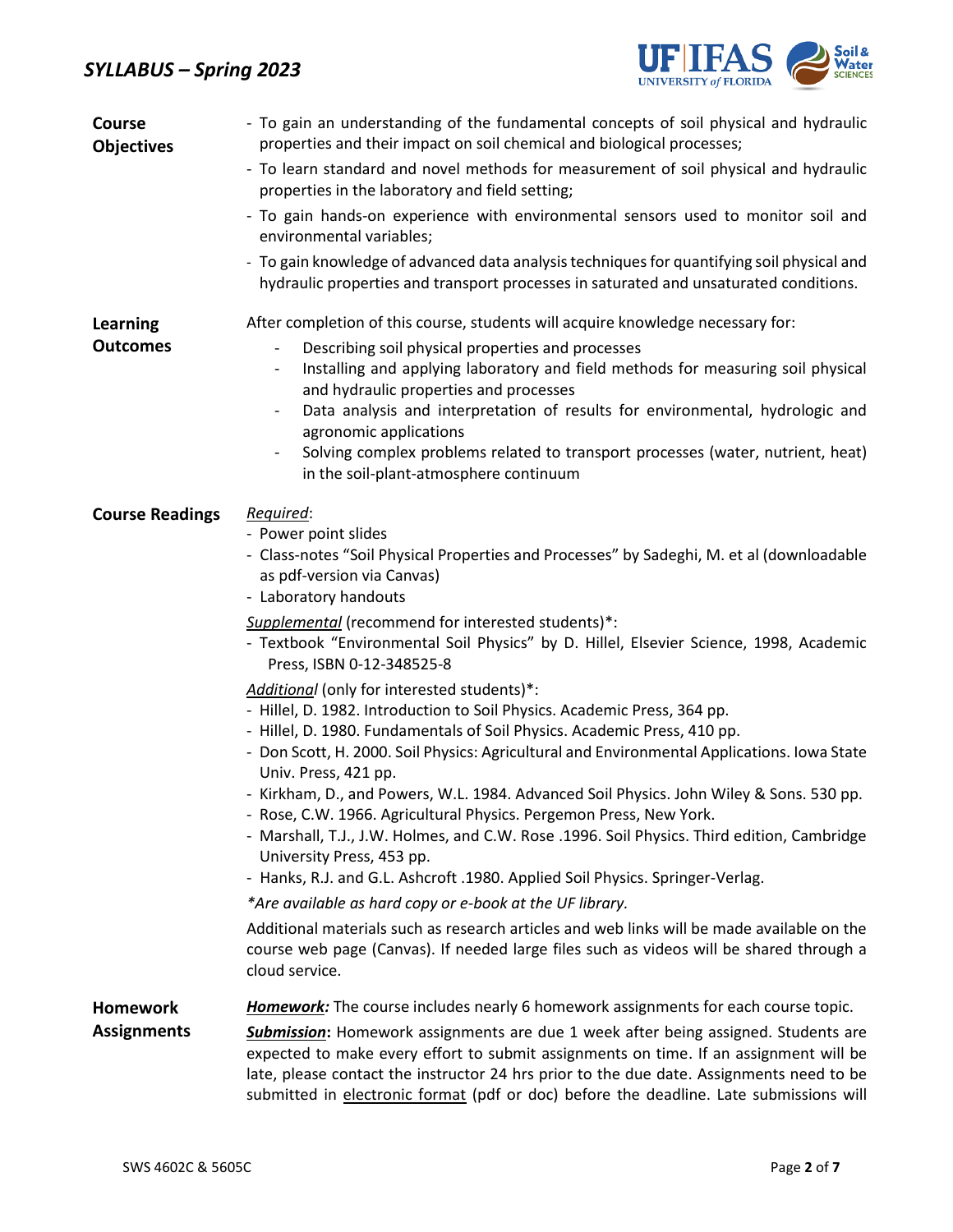**Course Objectives**

- To gain an understanding of the fundamental concepts of soil physical and hydraulic properties and their impact on soil chemical and biological processes;
- To learn standard and novel methods for measurement of soil physical and hydraulic properties in the laboratory and field setting;
- To gain hands-on experience with environmental sensors used to monitor soil and environmental variables;
- To gain knowledge of advanced data analysis techniques for quantifying soil physical and hydraulic properties and transport processes in saturated and unsaturated conditions.

**Learning Outcomes**

After completion of this course, students will acquire knowledge necessary for:

- Describing soil physical properties and processes
- Installing and applying laboratory and field methods for measuring soil physical and hydraulic properties and processes
- Data analysis and interpretation of results for environmental, hydrologic and agronomic applications
- Solving complex problems related to transport processes (water, nutrient, heat) in the soil-plant-atmosphere continuum

**Course Readings**

_Required_:

- Power point slides
- Class-notes "Soil Physical Properties and Processes" by Sadeghi, M. et al (downloadable as pdf-version via Canvas)
- Laboratory handouts

_Supplemental_ (recommend for interested students)*:

- Textbook "Environmental Soil Physics" by D. Hillel, Elsevier Science, 1998, Academic Press, ISBN 0-12-348525-8

_Additional_ (only for interested students)*:

- Hillel, D. 1982. Introduction to Soil Physics. Academic Press, 364 pp.
- Hillel, D. 1980. Fundamentals of Soil Physics. Academic Press, 410 pp.
- Don Scott, H. 2000. Soil Physics: Agricultural and Environmental Applications. Iowa State Univ. Press, 421 pp.
- Kirkham, D., and Powers, W.L. 1984. Advanced Soil Physics. John Wiley & Sons. 530 pp.
- Rose, C.W. 1966. Agricultural Physics. Pergemon Press, New York.
- Marshall, T.J., J.W. Holmes, and C.W. Rose .1996. Soil Physics. Third edition, Cambridge University Press, 453 pp.
- Hanks, R.J. and G.L. Ashcroft .1980. Applied Soil Physics. Springer-Verlag.

*\*Are available as hard copy or e-book at the UF library.*

Additional materials such as research articles and web links will be made available on the course web page (Canvas). If needed large files such as videos will be shared through a cloud service.

**Homework Assignments**

***Homework:*** The course includes nearly 6 homework assignments for each course topic.

***Submission*:** Homework assignments are due 1 week after being assigned. Students are expected to make every effort to submit assignments on time. If an assignment will be late, please contact the instructor 24 hrs prior to the due date. Assignments need to be submitted in electronic format (pdf or doc) before the deadline. Late submissions will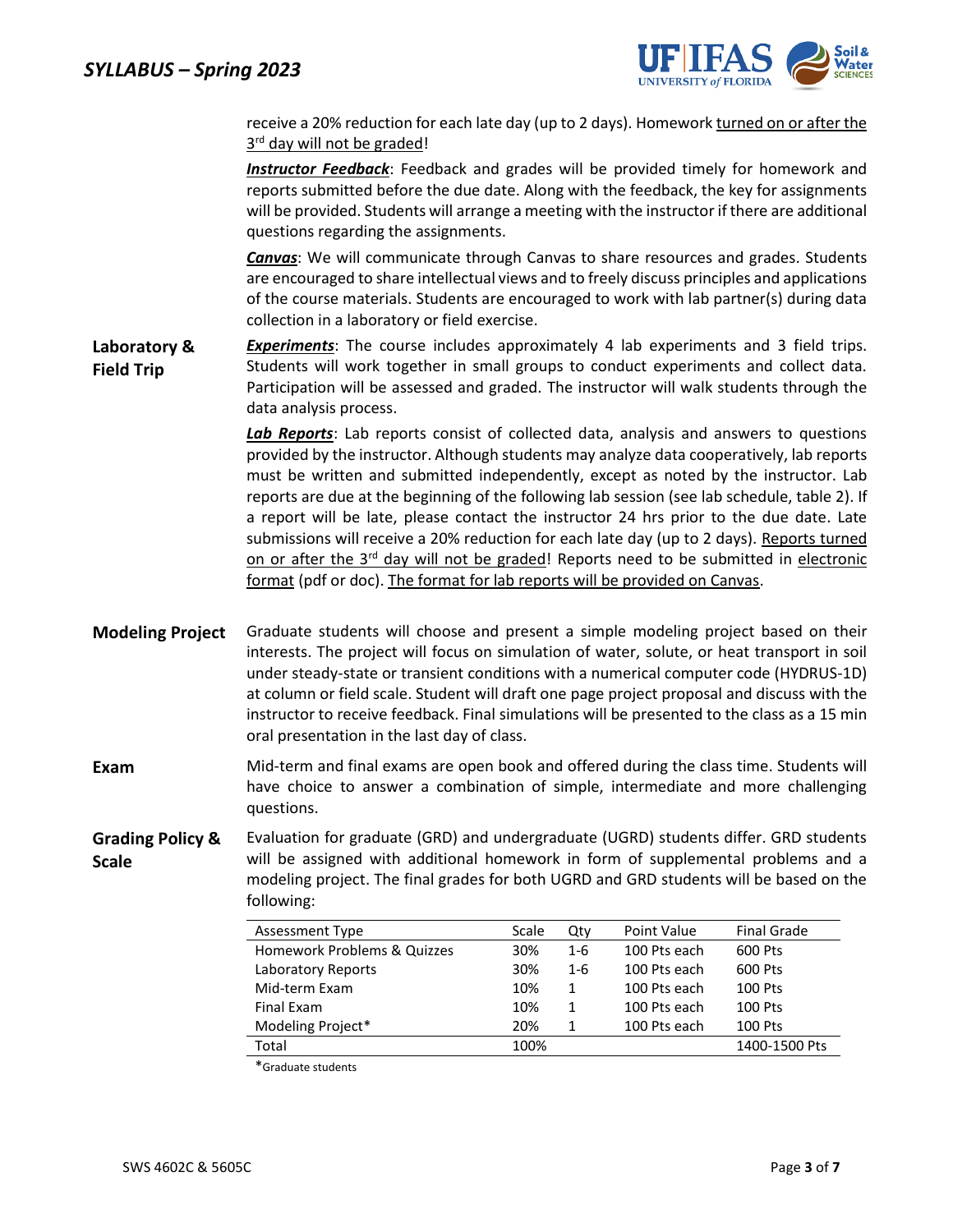receive a 20% reduction for each late day (up to 2 days). Homework <u>turned on or after the 3rd day will not be graded</u>!

***Instructor Feedback***: Feedback and grades will be provided timely for homework and reports submitted before the due date. Along with the feedback, the key for assignments will be provided. Students will arrange a meeting with the instructor if there are additional questions regarding the assignments.

***Canvas***: We will communicate through Canvas to share resources and grades. Students are encouraged to share intellectual views and to freely discuss principles and applications of the course materials. Students are encouraged to work with lab partner(s) during data collection in a laboratory or field exercise.

**Laboratory & Field Trip**

***Experiments***: The course includes approximately 4 lab experiments and 3 field trips. Students will work together in small groups to conduct experiments and collect data. Participation will be assessed and graded. The instructor will walk students through the data analysis process.

***Lab Reports***: Lab reports consist of collected data, analysis and answers to questions provided by the instructor. Although students may analyze data cooperatively, lab reports must be written and submitted independently, except as noted by the instructor. Lab reports are due at the beginning of the following lab session (see lab schedule, table 2). If a report will be late, please contact the instructor 24 hrs prior to the due date. Late submissions will receive a 20% reduction for each late day (up to 2 days). <u>Reports turned on or after the 3rd day will not be graded</u>! Reports need to be submitted in <u>electronic format</u> (pdf or doc). <u>The format for lab reports will be provided on Canvas</u>.

**Modeling Project**

Graduate students will choose and present a simple modeling project based on their interests. The project will focus on simulation of water, solute, or heat transport in soil under steady-state or transient conditions with a numerical computer code (HYDRUS-1D) at column or field scale. Student will draft one page project proposal and discuss with the instructor to receive feedback. Final simulations will be presented to the class as a 15 min oral presentation in the last day of class.

**Exam**

Mid-term and final exams are open book and offered during the class time. Students will have choice to answer a combination of simple, intermediate and more challenging questions.

**Grading Policy & Scale**

Evaluation for graduate (GRD) and undergraduate (UGRD) students differ. GRD students will be assigned with additional homework in form of supplemental problems and a modeling project. The final grades for both UGRD and GRD students will be based on the following:

| Assessment Type | Scale | Qty | Point Value | Final Grade |
|---|---|---|---|---|
| Homework Problems & Quizzes | 30% | 1-6 | 100 Pts each | 600 Pts |
| Laboratory Reports | 30% | 1-6 | 100 Pts each | 600 Pts |
| Mid-term Exam | 10% | 1 | 100 Pts each | 100 Pts |
| Final Exam | 10% | 1 | 100 Pts each | 100 Pts |
| Modeling Project* | 20% | 1 | 100 Pts each | 100 Pts |
| Total | 100% | | | 1400-1500 Pts |

*Graduate students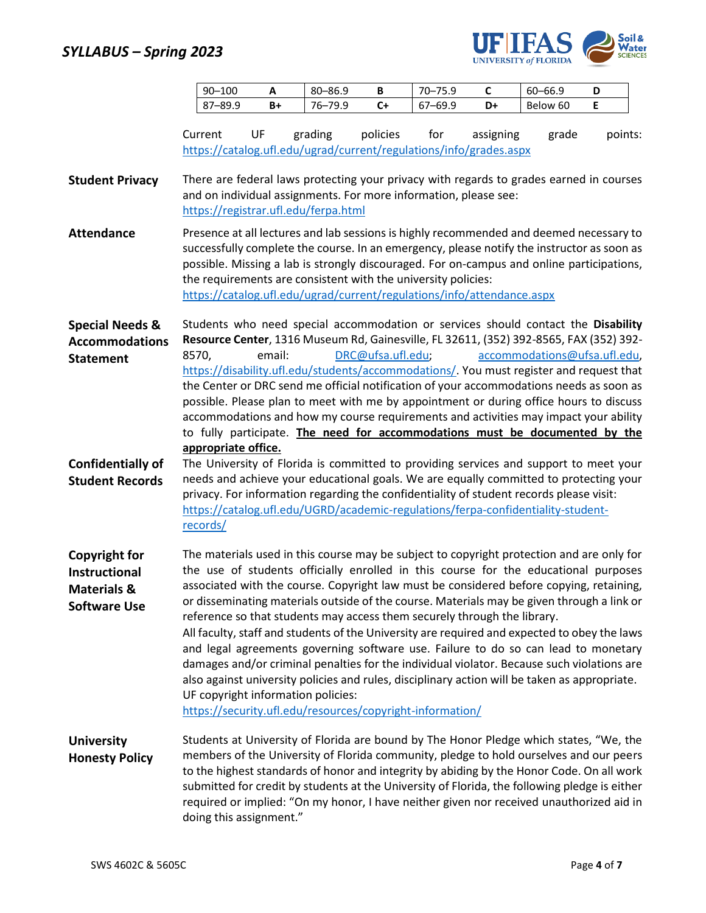| 90–100 | A | 80–86.9 | B | 70–75.9 | C | 60–66.9 | D |
|---|---|---|---|---|---|---|---|
| 87–89.9 | B+ | 76–79.9 | C+ | 67–69.9 | D+ | Below 60 | E |

Current UF grading policies for assigning grade points: https://catalog.ufl.edu/ugrad/current/regulations/info/grades.aspx

**Student Privacy**

There are federal laws protecting your privacy with regards to grades earned in courses and on individual assignments. For more information, please see: https://registrar.ufl.edu/ferpa.html

**Attendance**

Presence at all lectures and lab sessions is highly recommended and deemed necessary to successfully complete the course. In an emergency, please notify the instructor as soon as possible. Missing a lab is strongly discouraged. For on-campus and online participations, the requirements are consistent with the university policies: https://catalog.ufl.edu/ugrad/current/regulations/info/attendance.aspx

**Special Needs & Accommodations Statement**

Students who need special accommodation or services should contact the **Disability Resource Center**, 1316 Museum Rd, Gainesville, FL 32611, (352) 392-8565, FAX (352) 392-8570, email: DRC@ufsa.ufl.edu; accommodations@ufsa.ufl.edu, https://disability.ufl.edu/students/accommodations/. You must register and request that the Center or DRC send me official notification of your accommodations needs as soon as possible. Please plan to meet with me by appointment or during office hours to discuss accommodations and how my course requirements and activities may impact your ability to fully participate. **The need for accommodations must be documented by the appropriate office.**

**Confidentially of Student Records**

The University of Florida is committed to providing services and support to meet your needs and achieve your educational goals. We are equally committed to protecting your privacy. For information regarding the confidentiality of student records please visit: https://catalog.ufl.edu/UGRD/academic-regulations/ferpa-confidentiality-student-records/

**Copyright for Instructional Materials & Software Use**

The materials used in this course may be subject to copyright protection and are only for the use of students officially enrolled in this course for the educational purposes associated with the course. Copyright law must be considered before copying, retaining, or disseminating materials outside of the course. Materials may be given through a link or reference so that students may access them securely through the library.

All faculty, staff and students of the University are required and expected to obey the laws and legal agreements governing software use. Failure to do so can lead to monetary damages and/or criminal penalties for the individual violator. Because such violations are also against university policies and rules, disciplinary action will be taken as appropriate. UF copyright information policies:
https://security.ufl.edu/resources/copyright-information/

**University Honesty Policy**

Students at University of Florida are bound by The Honor Pledge which states, "We, the members of the University of Florida community, pledge to hold ourselves and our peers to the highest standards of honor and integrity by abiding by the Honor Code. On all work submitted for credit by students at the University of Florida, the following pledge is either required or implied: "On my honor, I have neither given nor received unauthorized aid in doing this assignment."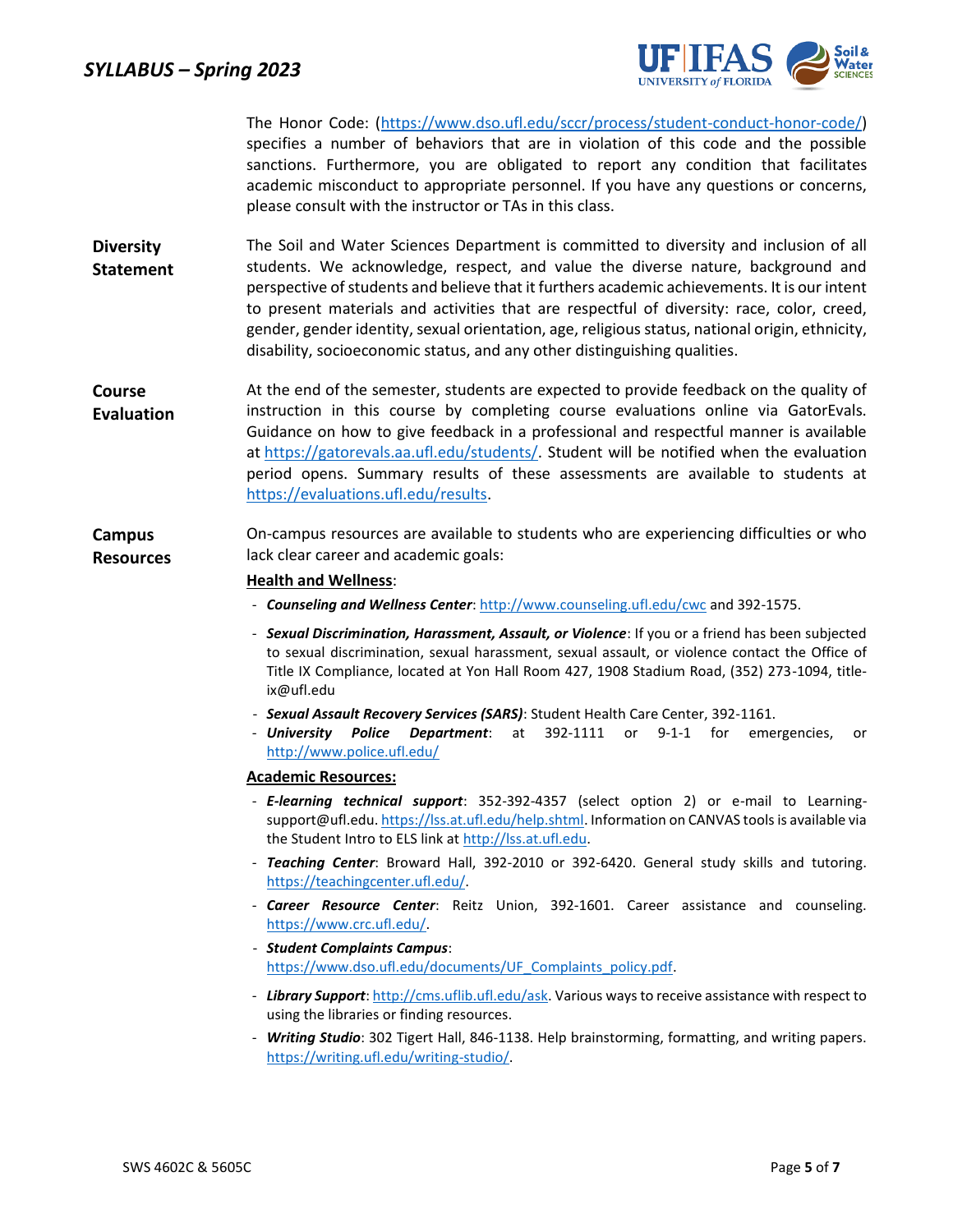The Honor Code: (https://www.dso.ufl.edu/sccr/process/student-conduct-honor-code/) specifies a number of behaviors that are in violation of this code and the possible sanctions. Furthermore, you are obligated to report any condition that facilitates academic misconduct to appropriate personnel. If you have any questions or concerns, please consult with the instructor or TAs in this class.

**Diversity Statement**

The Soil and Water Sciences Department is committed to diversity and inclusion of all students. We acknowledge, respect, and value the diverse nature, background and perspective of students and believe that it furthers academic achievements. It is our intent to present materials and activities that are respectful of diversity: race, color, creed, gender, gender identity, sexual orientation, age, religious status, national origin, ethnicity, disability, socioeconomic status, and any other distinguishing qualities.

**Course Evaluation**

At the end of the semester, students are expected to provide feedback on the quality of instruction in this course by completing course evaluations online via GatorEvals. Guidance on how to give feedback in a professional and respectful manner is available at https://gatorevals.aa.ufl.edu/students/. Student will be notified when the evaluation period opens. Summary results of these assessments are available to students at https://evaluations.ufl.edu/results.

**Campus Resources**

On-campus resources are available to students who are experiencing difficulties or who lack clear career and academic goals:

**Health and Wellness**:

- ***Counseling and Wellness Center***: http://www.counseling.ufl.edu/cwc and 392-1575.
- ***Sexual Discrimination, Harassment, Assault, or Violence***: If you or a friend has been subjected to sexual discrimination, sexual harassment, sexual assault, or violence contact the Office of Title IX Compliance, located at Yon Hall Room 427, 1908 Stadium Road, (352) 273-1094, title-ix@ufl.edu
- ***Sexual Assault Recovery Services (SARS)***: Student Health Care Center, 392-1161.
- ***University Police Department***: at 392-1111 or 9-1-1 for emergencies, or http://www.police.ufl.edu/

**Academic Resources:**

- ***E-learning technical support***: 352-392-4357 (select option 2) or e-mail to Learning-support@ufl.edu. https://lss.at.ufl.edu/help.shtml. Information on CANVAS tools is available via the Student Intro to ELS link at http://lss.at.ufl.edu.
- ***Teaching Center***: Broward Hall, 392-2010 or 392-6420. General study skills and tutoring. https://teachingcenter.ufl.edu/.
- ***Career Resource Center***: Reitz Union, 392-1601. Career assistance and counseling. https://www.crc.ufl.edu/.
- ***Student Complaints Campus***: https://www.dso.ufl.edu/documents/UF_Complaints_policy.pdf.
- ***Library Support***: http://cms.uflib.ufl.edu/ask. Various ways to receive assistance with respect to using the libraries or finding resources.
- ***Writing Studio***: 302 Tigert Hall, 846-1138. Help brainstorming, formatting, and writing papers. https://writing.ufl.edu/writing-studio/.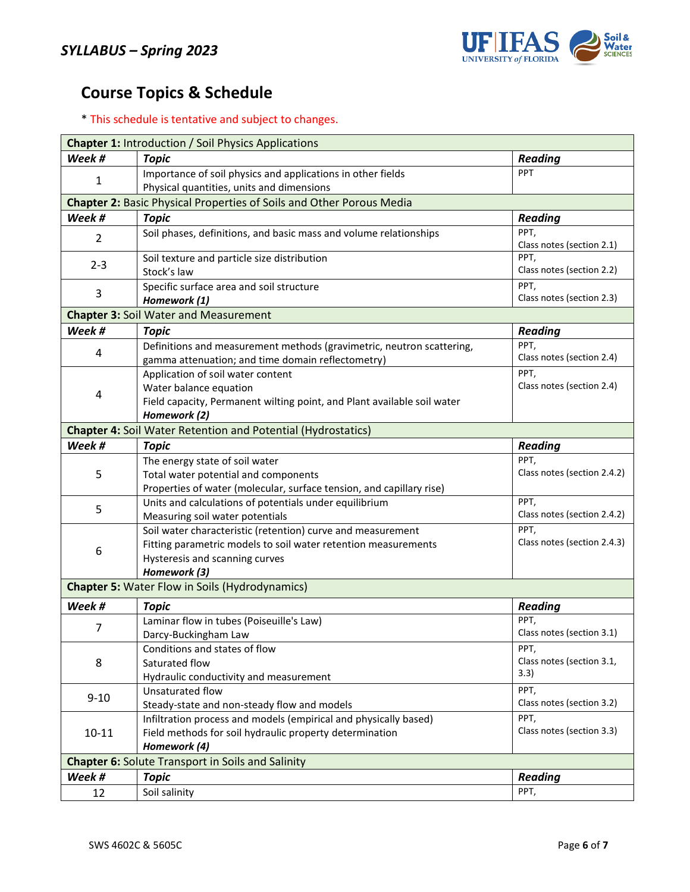## Course Topics & Schedule

\* This schedule is tentative and subject to changes.

| **Chapter 1:** Introduction / Soil Physics Applications | | |
|---|---|---|
| ***Week #*** | ***Topic*** | ***Reading*** |
| 1 | Importance of soil physics and applications in other fields<br>Physical quantities, units and dimensions | PPT |
| **Chapter 2:** Basic Physical Properties of Soils and Other Porous Media | | |
| ***Week #*** | ***Topic*** | ***Reading*** |
| 2 | Soil phases, definitions, and basic mass and volume relationships | PPT,<br>Class notes (section 2.1) |
| 2-3 | Soil texture and particle size distribution<br>Stock's law | PPT,<br>Class notes (section 2.2) |
| 3 | Specific surface area and soil structure<br>***Homework (1)*** | PPT,<br>Class notes (section 2.3) |
| **Chapter 3:** Soil Water and Measurement | | |
| ***Week #*** | ***Topic*** | ***Reading*** |
| 4 | Definitions and measurement methods (gravimetric, neutron scattering, gamma attenuation; and time domain reflectometry) | PPT,<br>Class notes (section 2.4) |
| 4 | Application of soil water content<br>Water balance equation<br>Field capacity, Permanent wilting point, and Plant available soil water<br>***Homework (2)*** | PPT,<br>Class notes (section 2.4) |
| **Chapter 4:** Soil Water Retention and Potential (Hydrostatics) | | |
| ***Week #*** | ***Topic*** | ***Reading*** |
| 5 | The energy state of soil water<br>Total water potential and components<br>Properties of water (molecular, surface tension, and capillary rise) | PPT,<br>Class notes (section 2.4.2) |
| 5 | Units and calculations of potentials under equilibrium<br>Measuring soil water potentials | PPT,<br>Class notes (section 2.4.2) |
| 6 | Soil water characteristic (retention) curve and measurement<br>Fitting parametric models to soil water retention measurements<br>Hysteresis and scanning curves<br>***Homework (3)*** | PPT,<br>Class notes (section 2.4.3) |
| **Chapter 5:** Water Flow in Soils (Hydrodynamics) | | |
| ***Week #*** | ***Topic*** | ***Reading*** |
| 7 | Laminar flow in tubes (Poiseuille's Law)<br>Darcy-Buckingham Law | PPT,<br>Class notes (section 3.1) |
| 8 | Conditions and states of flow<br>Saturated flow<br>Hydraulic conductivity and measurement | PPT,<br>Class notes (section 3.1, 3.3) |
| 9-10 | Unsaturated flow<br>Steady-state and non-steady flow and models | PPT,<br>Class notes (section 3.2) |
| 10-11 | Infiltration process and models (empirical and physically based)<br>Field methods for soil hydraulic property determination<br>***Homework (4)*** | PPT,<br>Class notes (section 3.3) |
| **Chapter 6:** Solute Transport in Soils and Salinity | | |
| ***Week #*** | ***Topic*** | ***Reading*** |
| 12 | Soil salinity | PPT, |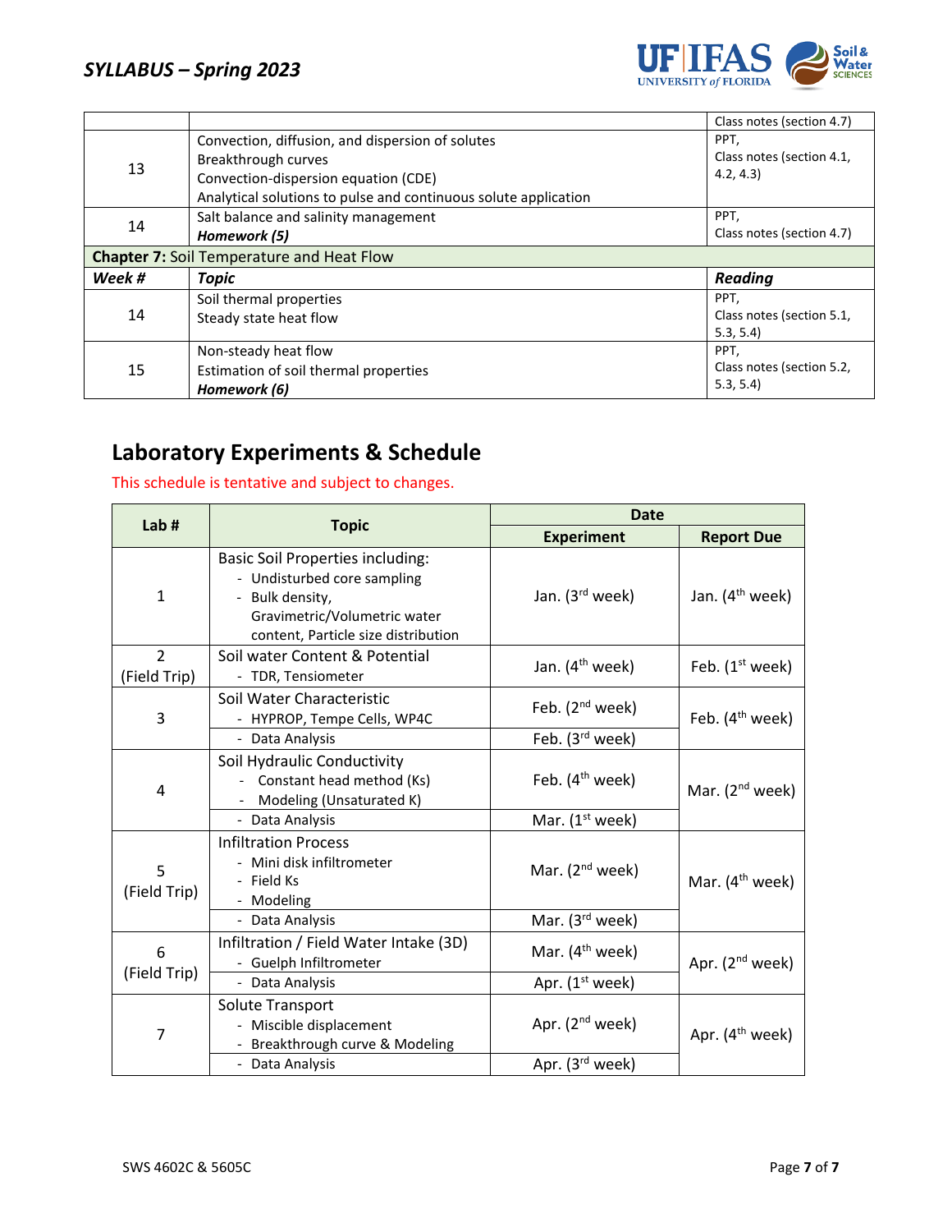| Week # | Topic | Reading |
| --- | --- | --- |
| | | Class notes (section 4.7) |
| 13 | Convection, diffusion, and dispersion of solutes<br>Breakthrough curves<br>Convection-dispersion equation (CDE)<br>Analytical solutions to pulse and continuous solute application | PPT,<br>Class notes (section 4.1, 4.2, 4.3) |
| 14 | Salt balance and salinity management<br>***Homework (5)*** | PPT,<br>Class notes (section 4.7) |
| **Chapter 7:** Soil Temperature and Heat Flow | | |
| ***Week #*** | ***Topic*** | ***Reading*** |
| 14 | Soil thermal properties<br>Steady state heat flow | PPT,<br>Class notes (section 5.1, 5.3, 5.4) |
| 15 | Non-steady heat flow<br>Estimation of soil thermal properties<br>***Homework (6)*** | PPT,<br>Class notes (section 5.2, 5.3, 5.4) |

## Laboratory Experiments & Schedule

This schedule is tentative and subject to changes.

| Lab # | Topic | Date | |
| --- | --- | --- | --- |
| | | **Experiment** | **Report Due** |
| 1 | Basic Soil Properties including:<br>- Undisturbed core sampling<br>- Bulk density, Gravimetric/Volumetric water content, Particle size distribution | Jan. (3rd week) | Jan. (4th week) |
| 2 (Field Trip) | Soil water Content & Potential<br>- TDR, Tensiometer | Jan. (4th week) | Feb. (1st week) |
| 3 | Soil Water Characteristic<br>- HYPROP, Tempe Cells, WP4C | Feb. (2nd week) | Feb. (4th week) |
| | - Data Analysis | Feb. (3rd week) | |
| 4 | Soil Hydraulic Conductivity<br>- Constant head method (Ks)<br>- Modeling (Unsaturated K) | Feb. (4th week) | Mar. (2nd week) |
| | - Data Analysis | Mar. (1st week) | |
| 5 (Field Trip) | Infiltration Process<br>- Mini disk infiltrometer<br>- Field Ks<br>- Modeling | Mar. (2nd week) | Mar. (4th week) |
| | - Data Analysis | Mar. (3rd week) | |
| 6 (Field Trip) | Infiltration / Field Water Intake (3D)<br>- Guelph Infiltrometer | Mar. (4th week) | Apr. (2nd week) |
| | - Data Analysis | Apr. (1st week) | |
| 7 | Solute Transport<br>- Miscible displacement<br>- Breakthrough curve & Modeling | Apr. (2nd week) | Apr. (4th week) |
| | - Data Analysis | Apr. (3rd week) | |